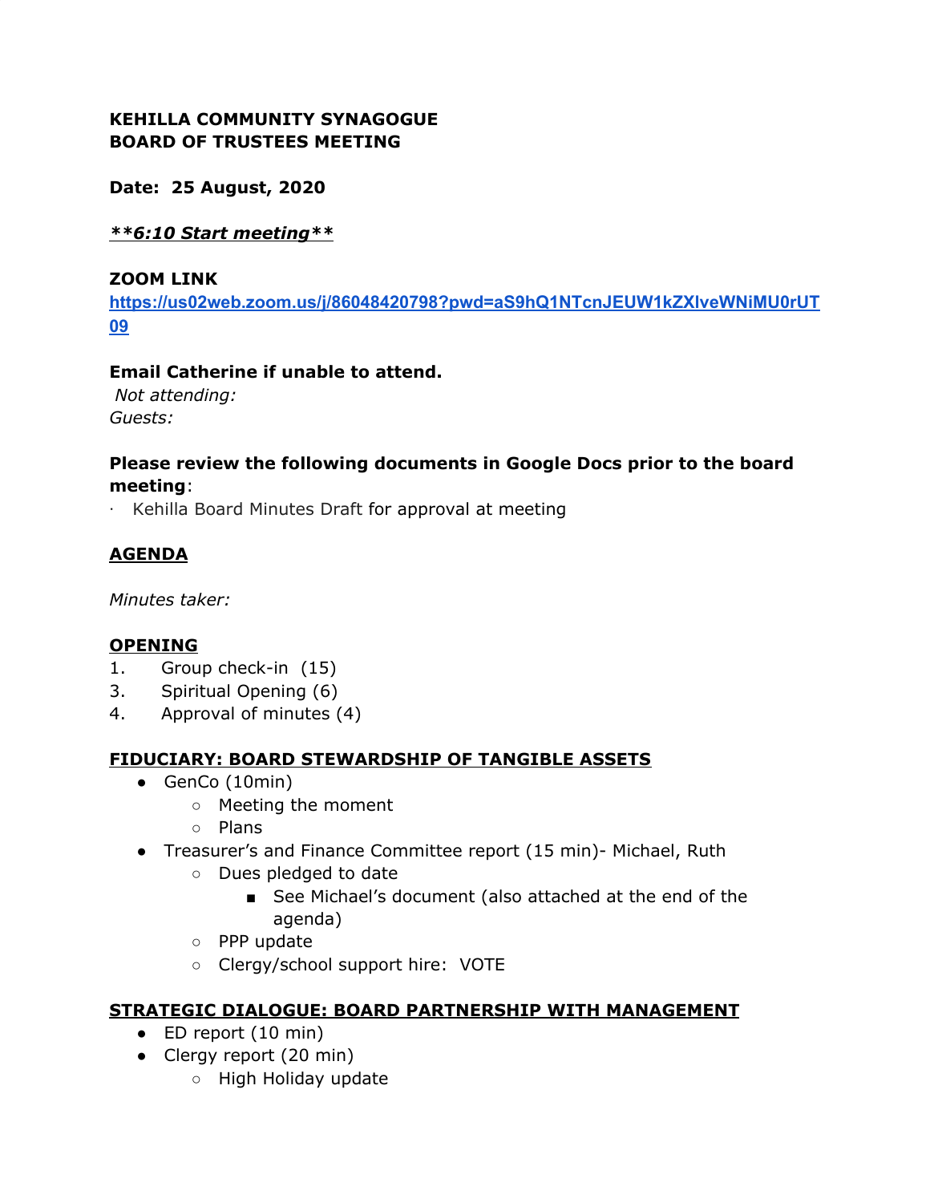**KEHILLA COMMUNITY SYNAGOGUE**
**BOARD OF TRUSTEES MEETING**

**Date: 25 August, 2020**

***<u>**6:10 Start meeting**</u>***

**ZOOM LINK**
[https://us02web.zoom.us/j/86048420798?pwd=aS9hQ1NTcnJEUW1kZXIveWNiMU0rUT09](https://us02web.zoom.us/j/86048420798?pwd=aS9hQ1NTcnJEUW1kZXIveWNiMU0rUT09)

**Email Catherine if unable to attend.**
*Not attending:*
*Guests:*

**Please review the following documents in Google Docs prior to the board meeting**:

· Kehilla Board Minutes Draft for approval at meeting

**<u>AGENDA</u>**

*Minutes taker:*

**<u>OPENING</u>**

1. Group check-in (15)
3. Spiritual Opening (6)
4. Approval of minutes (4)

**<u>FIDUCIARY: BOARD STEWARDSHIP OF TANGIBLE ASSETS</u>**

- GenCo (10min)
  - Meeting the moment
  - Plans
- Treasurer's and Finance Committee report (15 min)- Michael, Ruth
  - Dues pledged to date
    - See Michael's document (also attached at the end of the agenda)
  - PPP update
  - Clergy/school support hire: VOTE

**<u>STRATEGIC DIALOGUE: BOARD PARTNERSHIP WITH MANAGEMENT</u>**

- ED report (10 min)
- Clergy report (20 min)
  - High Holiday update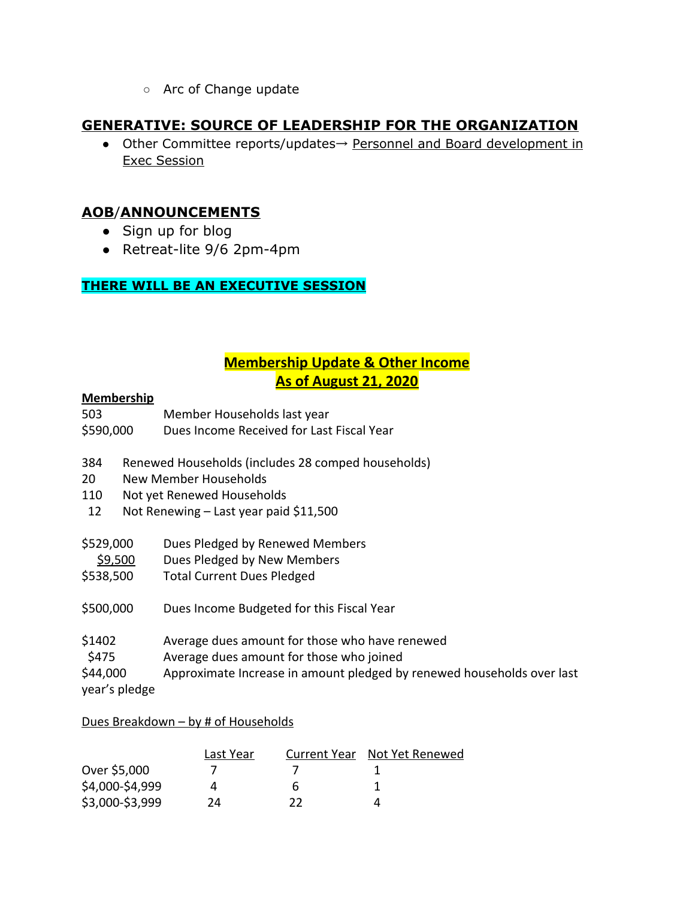- ○ Arc of Change update

## GENERATIVE: SOURCE OF LEADERSHIP FOR THE ORGANIZATION

- Other Committee reports/updates→ Personnel and Board development in Exec Session

## AOB/ANNOUNCEMENTS

- Sign up for blog
- Retreat-lite 9/6 2pm-4pm

**THERE WILL BE AN EXECUTIVE SESSION**

## Membership Update & Other Income
## As of August 21, 2020

**Membership**

503 Member Households last year
$590,000 Dues Income Received for Last Fiscal Year

384 Renewed Households (includes 28 comped households)
20 New Member Households
110 Not yet Renewed Households
12 Not Renewing – Last year paid $11,500

$529,000 Dues Pledged by Renewed Members
$9,500 Dues Pledged by New Members
$538,500 Total Current Dues Pledged

$500,000 Dues Income Budgeted for this Fiscal Year

$1402 Average dues amount for those who have renewed
$475 Average dues amount for those who joined
$44,000 Approximate Increase in amount pledged by renewed households over last year's pledge

Dues Breakdown – by # of Households

| | Last Year | Current Year | Not Yet Renewed |
|---|---|---|---|
| Over $5,000 | 7 | 7 | 1 |
| $4,000-$4,999 | 4 | 6 | 1 |
| $3,000-$3,999 | 24 | 22 | 4 |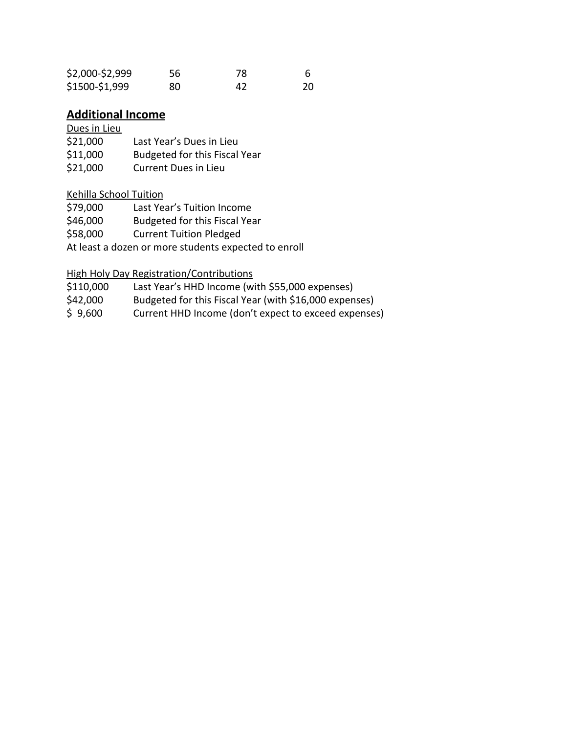| | | | |
|---|---|---|---|
| $2,000-$2,999 | 56 | 78 | 6 |
| $1500-$1,999 | 80 | 42 | 20 |

## Additional Income

Dues in Lieu

| | |
|---|---|
| $21,000 | Last Year's Dues in Lieu |
| $11,000 | Budgeted for this Fiscal Year |
| $21,000 | Current Dues in Lieu |

Kehilla School Tuition

| | |
|---|---|
| $79,000 | Last Year's Tuition Income |
| $46,000 | Budgeted for this Fiscal Year |
| $58,000 | Current Tuition Pledged |

At least a dozen or more students expected to enroll

High Holy Day Registration/Contributions

| | |
|---|---|
| $110,000 | Last Year's HHD Income (with $55,000 expenses) |
| $42,000 | Budgeted for this Fiscal Year (with $16,000 expenses) |
| $ 9,600 | Current HHD Income (don't expect to exceed expenses) |